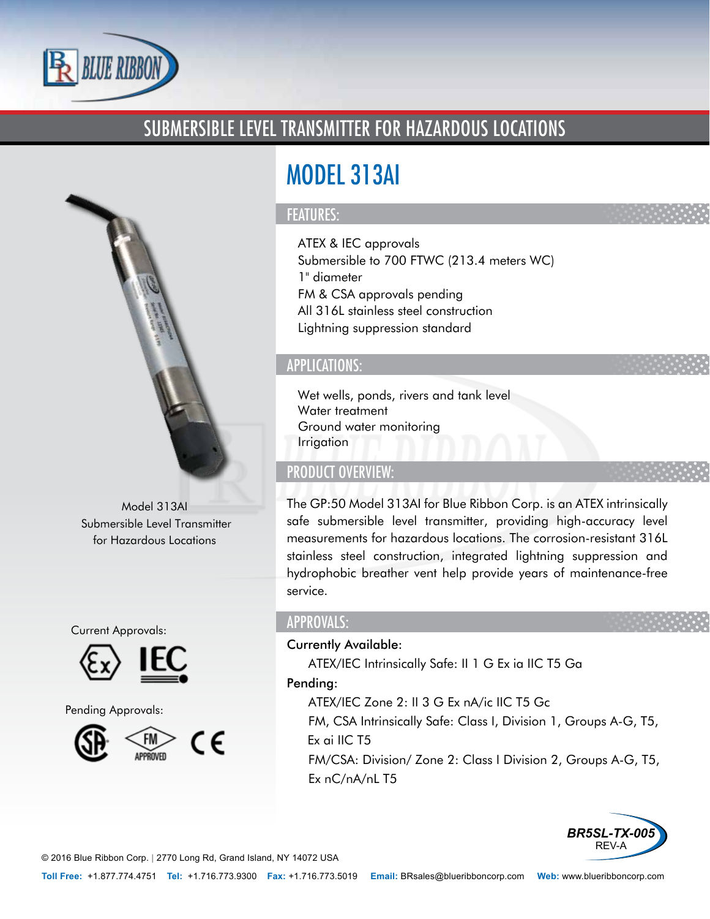# SUBMERSIBLE LEVEL TRANSMITTER FOR HAZARDOUS LOCATIONS

## MODEL 313AI

Model 313AI
Submersible Level Transmitter
for Hazardous Locations

### FEATURES:

- ATEX & IEC approvals
- Submersible to 700 FTWC (213.4 meters WC)
- 1" diameter
- FM & CSA approvals pending
- All 316L stainless steel construction
- Lightning suppression standard

### APPLICATIONS:

- Wet wells, ponds, rivers and tank level
- Water treatment
- Ground water monitoring
- Irrigation

### PRODUCT OVERVIEW:

The GP:50 Model 313AI for Blue Ribbon Corp. is an ATEX intrinsically safe submersible level transmitter, providing high-accuracy level measurements for hazardous locations. The corrosion-resistant 316L stainless steel construction, integrated lightning suppression and hydrophobic breather vent help provide years of maintenance-free service.

### APPROVALS:

Current Approvals: Ex, IEC

Pending Approvals: CSA, FM Approved, CE

**Currently Available:**

ATEX/IEC Intrinsically Safe: II 1 G Ex ia IIC T5 Ga

**Pending:**

ATEX/IEC Zone 2: II 3 G Ex nA/ic IIC T5 Gc

FM, CSA Intrinsically Safe: Class I, Division 1, Groups A-G, T5, Ex ai IIC T5

FM/CSA: Division/ Zone 2: Class I Division 2, Groups A-G, T5, Ex nC/nA/nL T5

BR5SL-TX-005
REV-A

© 2016 Blue Ribbon Corp. | 2770 Long Rd, Grand Island, NY 14072 USA

**Toll Free:** +1.877.774.4751 **Tel:** +1.716.773.9300 **Fax:** +1.716.773.5019 **Email:** BRsales@blueribboncorp.com **Web:** www.blueribboncorp.com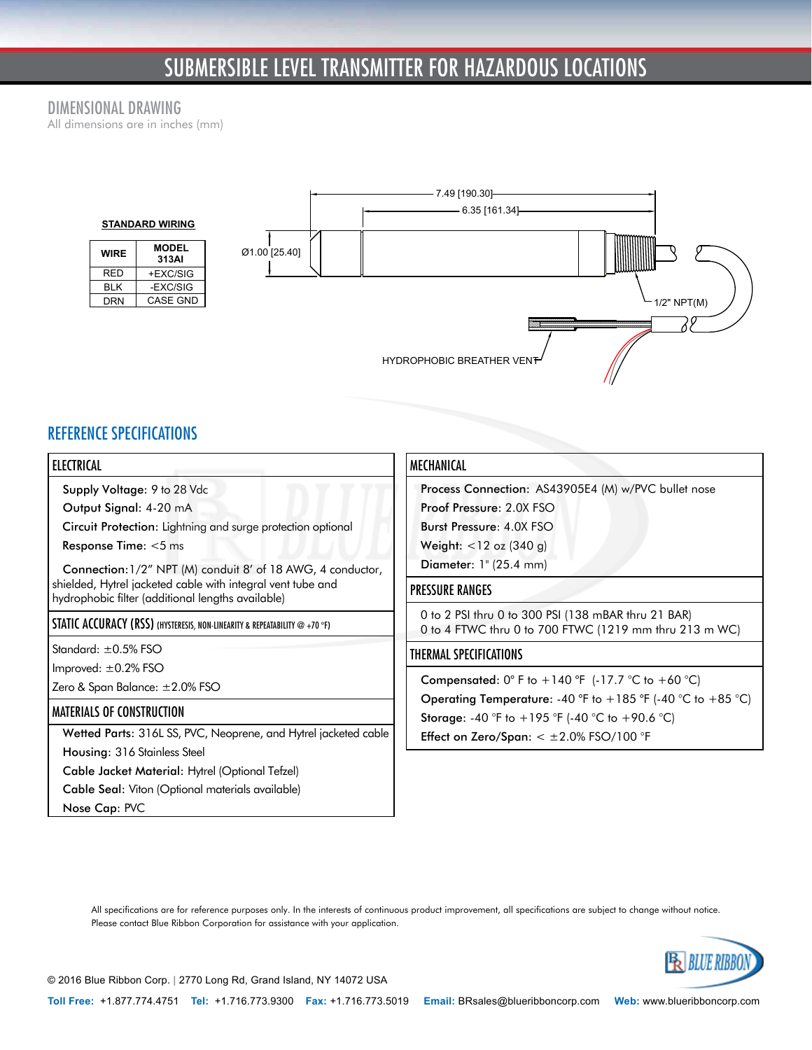# SUBMERSIBLE LEVEL TRANSMITTER FOR HAZARDOUS LOCATIONS

## DIMENSIONAL DRAWING

All dimensions are in inches (mm)

**STANDARD WIRING**

| WIRE | MODEL 313AI |
|---|---|
| RED | +EXC/SIG |
| BLK | -EXC/SIG |
| DRN | CASE GND |

7.49 [190.30]

6.35 [161.34]

Ø1.00 [25.40]

1/2" NPT(M)

HYDROPHOBIC BREATHER VENT

## REFERENCE SPECIFICATIONS

### ELECTRICAL

**Supply Voltage:** 9 to 28 Vdc

**Output Signal:** 4-20 mA

**Circuit Protection:** Lightning and surge protection optional

**Response Time:** <5 ms

**Connection:** 1/2" NPT (M) conduit 8' of 18 AWG, 4 conductor, shielded, Hytrel jacketed cable with integral vent tube and hydrophobic filter (additional lengths available)

### STATIC ACCURACY (RSS) (HYSTERESIS, NON-LINEARITY & REPEATABILITY @ +70 °F)

Standard: ±0.5% FSO

Improved: ±0.2% FSO

Zero & Span Balance: ±2.0% FSO

### MATERIALS OF CONSTRUCTION

**Wetted Parts:** 316L SS, PVC, Neoprene, and Hytrel jacketed cable

**Housing:** 316 Stainless Steel

**Cable Jacket Material:** Hytrel (Optional Tefzel)

**Cable Seal:** Viton (Optional materials available)

**Nose Cap:** PVC

### MECHANICAL

**Process Connection:** AS43905E4 (M) w/PVC bullet nose

**Proof Pressure:** 2.0X FSO

**Burst Pressure:** 4.0X FSO

**Weight:** <12 oz (340 g)

**Diameter:** 1" (25.4 mm)

### PRESSURE RANGES

0 to 2 PSI thru 0 to 300 PSI (138 mBAR thru 21 BAR)
0 to 4 FTWC thru 0 to 700 FTWC (1219 mm thru 213 m WC)

### THERMAL SPECIFICATIONS

**Compensated:** 0° F to +140 °F (-17.7 °C to +60 °C)

**Operating Temperature:** -40 °F to +185 °F (-40 °C to +85 °C)

**Storage:** -40 °F to +195 °F (-40 °C to +90.6 °C)

**Effect on Zero/Span:** < ±2.0% FSO/100 °F

All specifications are for reference purposes only. In the interests of continuous product improvement, all specifications are subject to change without notice. Please contact Blue Ribbon Corporation for assistance with your application.

BLUE RIBBON

© 2016 Blue Ribbon Corp. | 2770 Long Rd, Grand Island, NY 14072 USA

**Toll Free:** +1.877.774.4751 **Tel:** +1.716.773.9300 **Fax:** +1.716.773.5019 **Email:** BRsales@blueribboncorp.com **Web:** www.blueribboncorp.com